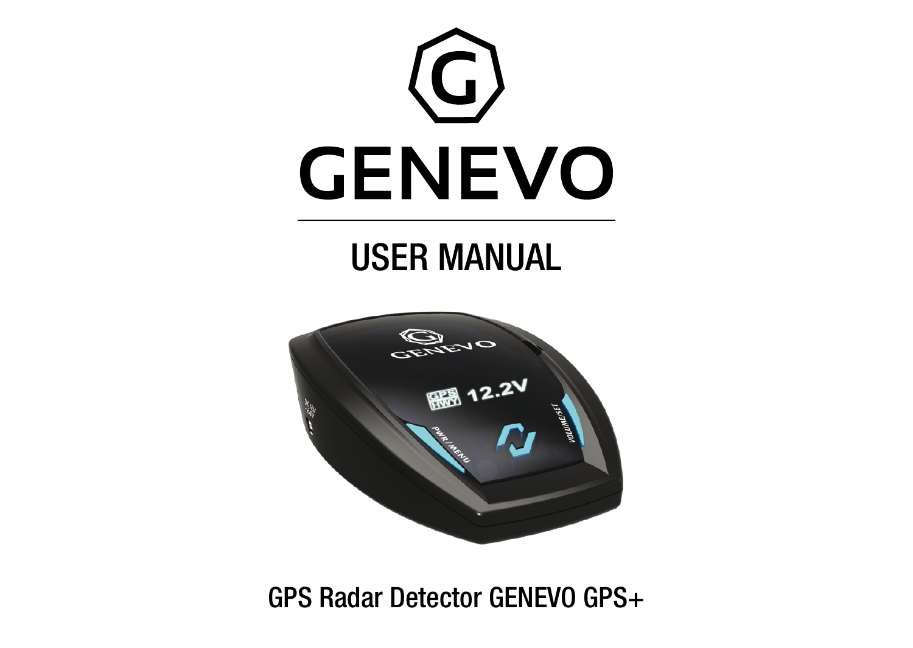# GENEVO

## USER MANUAL

GPS Radar Detector GENEVO GPS+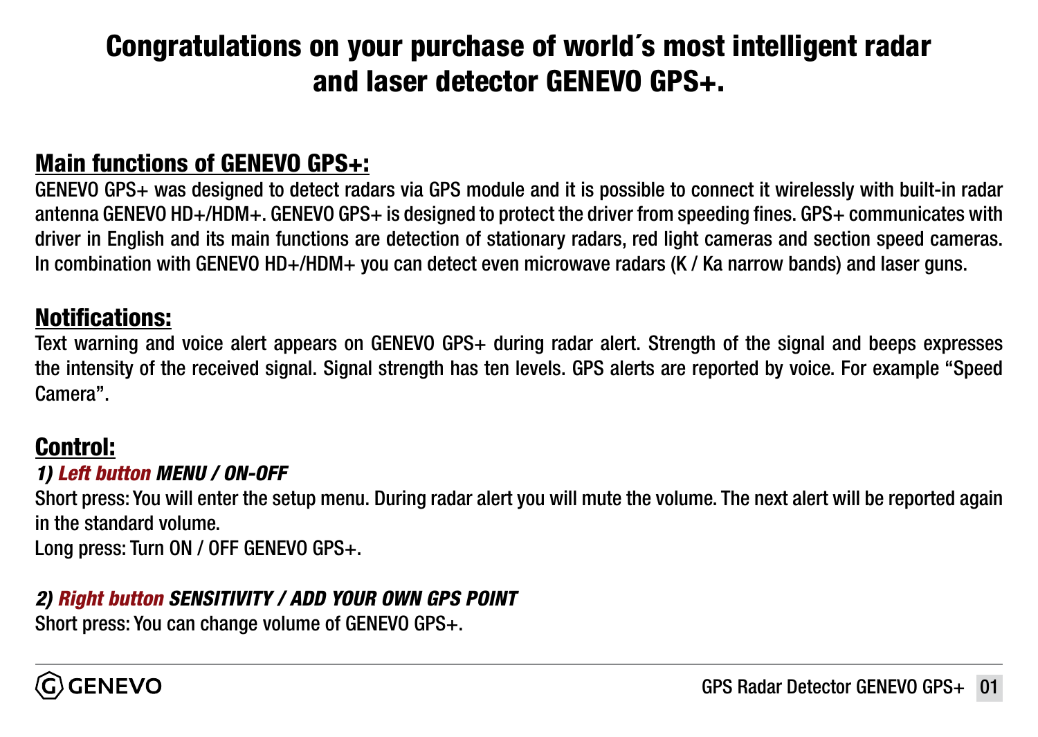# Congratulations on your purchase of world´s most intelligent radar and laser detector GENEVO GPS+.

## Main functions of GENEVO GPS+:

GENEVO GPS+ was designed to detect radars via GPS module and it is possible to connect it wirelessly with built-in radar antenna GENEVO HD+/HDM+. GENEVO GPS+ is designed to protect the driver from speeding fines. GPS+ communicates with driver in English and its main functions are detection of stationary radars, red light cameras and section speed cameras. In combination with GENEVO HD+/HDM+ you can detect even microwave radars (K / Ka narrow bands) and laser guns.

## Notifications:

Text warning and voice alert appears on GENEVO GPS+ during radar alert. Strength of the signal and beeps expresses the intensity of the received signal. Signal strength has ten levels. GPS alerts are reported by voice. For example “Speed Camera”.

## Control:

***1) Left button MENU / ON-OFF***

Short press: You will enter the setup menu. During radar alert you will mute the volume. The next alert will be reported again in the standard volume.

Long press: Turn ON / OFF GENEVO GPS+.

***2) Right button SENSITIVITY / ADD YOUR OWN GPS POINT***

Short press: You can change volume of GENEVO GPS+.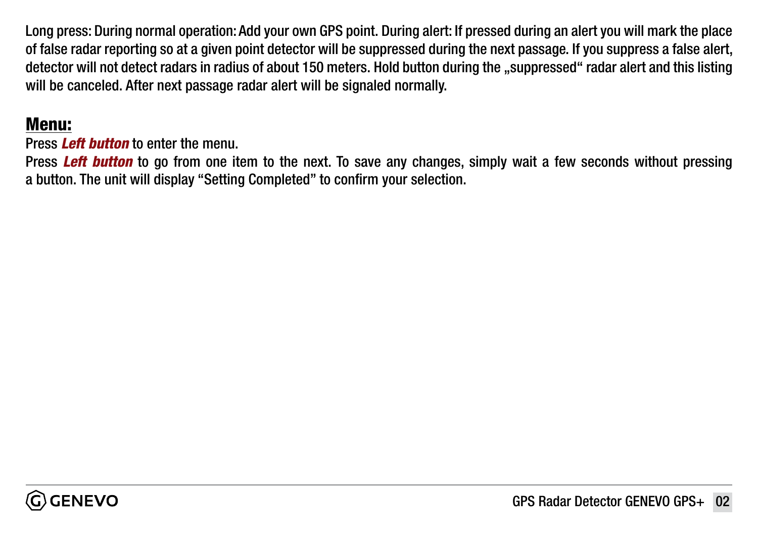Long press: During normal operation: Add your own GPS point. During alert: If pressed during an alert you will mark the place of false radar reporting so at a given point detector will be suppressed during the next passage. If you suppress a false alert, detector will not detect radars in radius of about 150 meters. Hold button during the „suppressed“ radar alert and this listing will be canceled. After next passage radar alert will be signaled normally.

## Menu:

Press ***Left button*** to enter the menu.

Press ***Left button*** to go from one item to the next. To save any changes, simply wait a few seconds without pressing a button. The unit will display “Setting Completed” to confirm your selection.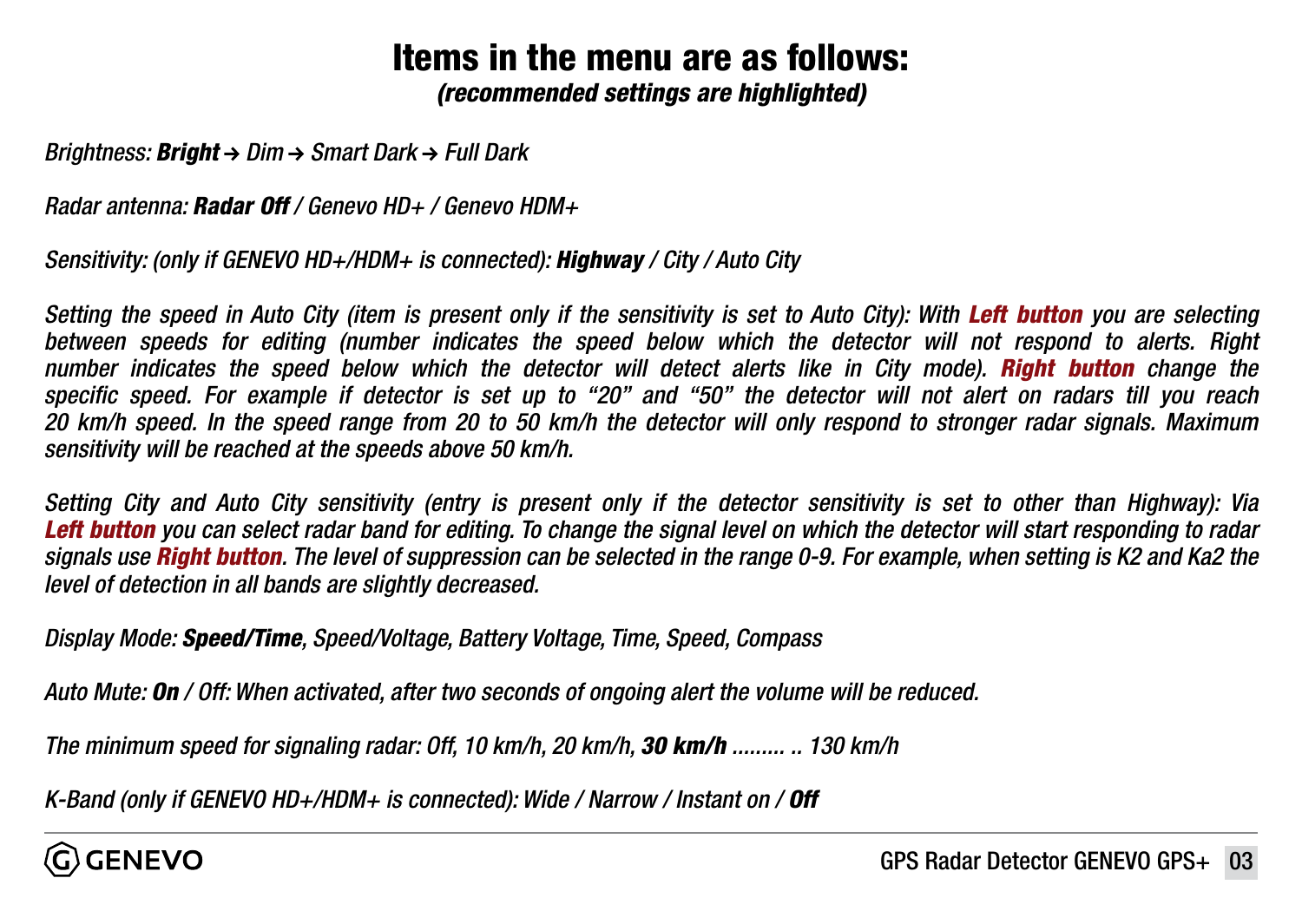# Items in the menu are as follows:

***(recommended settings are highlighted)***

*Brightness: **Bright** → Dim → Smart Dark → Full Dark*

*Radar antenna: **Radar Off** / Genevo HD+ / Genevo HDM+*

*Sensitivity: (only if GENEVO HD+/HDM+ is connected): **Highway** / City / Auto City*

*Setting the speed in Auto City (item is present only if the sensitivity is set to Auto City): With **Left button** you are selecting between speeds for editing (number indicates the speed below which the detector will not respond to alerts. Right number indicates the speed below which the detector will detect alerts like in City mode). **Right button** change the specific speed. For example if detector is set up to "20" and "50" the detector will not alert on radars till you reach 20 km/h speed. In the speed range from 20 to 50 km/h the detector will only respond to stronger radar signals. Maximum sensitivity will be reached at the speeds above 50 km/h.*

*Setting City and Auto City sensitivity (entry is present only if the detector sensitivity is set to other than Highway): Via **Left button** you can select radar band for editing. To change the signal level on which the detector will start responding to radar signals use **Right button**. The level of suppression can be selected in the range 0-9. For example, when setting is K2 and Ka2 the level of detection in all bands are slightly decreased.*

*Display Mode: **Speed/Time**, Speed/Voltage, Battery Voltage, Time, Speed, Compass*

*Auto Mute: **On** / Off: When activated, after two seconds of ongoing alert the volume will be reduced.*

*The minimum speed for signaling radar: Off, 10 km/h, 20 km/h, **30 km/h** ......... .. 130 km/h*

*K-Band (only if GENEVO HD+/HDM+ is connected): Wide / Narrow / Instant on / **Off***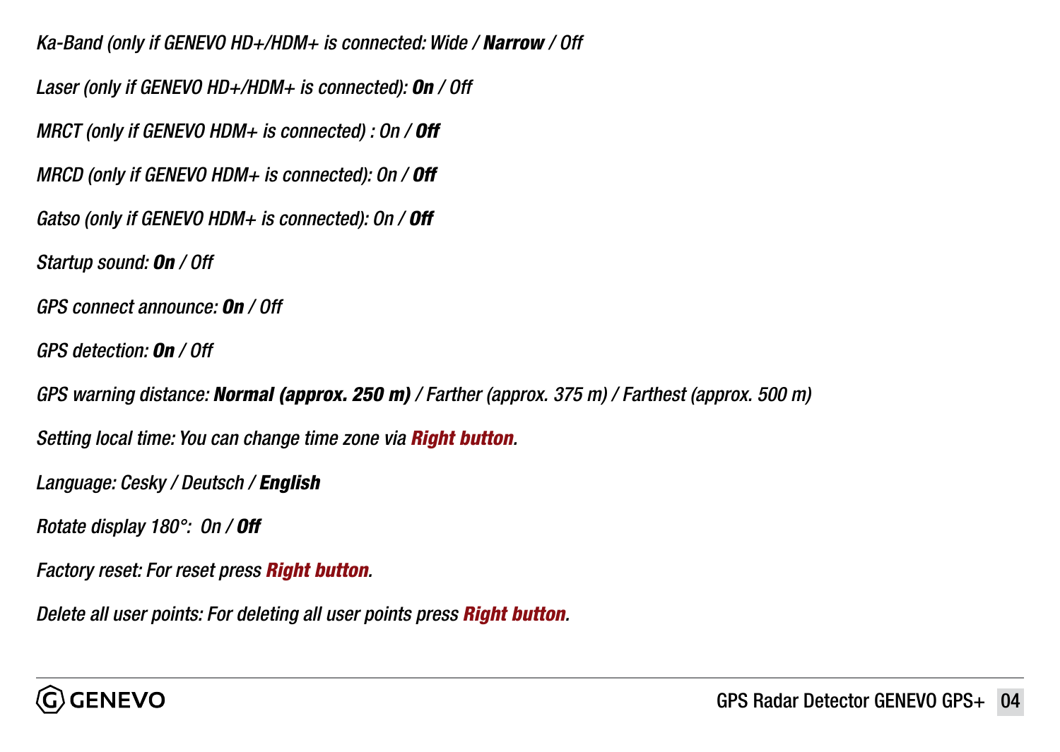*Ka-Band (only if GENEVO HD+/HDM+ is connected: Wide /* ***Narrow*** */ Off*

*Laser (only if GENEVO HD+/HDM+ is connected):* ***On*** */ Off*

*MRCT (only if GENEVO HDM+ is connected) : On /* ***Off***

*MRCD (only if GENEVO HDM+ is connected): On /* ***Off***

*Gatso (only if GENEVO HDM+ is connected): On /* ***Off***

*Startup sound:* ***On*** */ Off*

*GPS connect announce:* ***On*** */ Off*

*GPS detection:* ***On*** */ Off*

*GPS warning distance:* ***Normal (approx. 250 m)*** */ Farther (approx. 375 m) / Farthest (approx. 500 m)*

*Setting local time: You can change time zone via* ***Right button****.*

*Language: Cesky / Deutsch /* ***English***

*Rotate display 180°: On /* ***Off***

*Factory reset: For reset press* ***Right button****.*

*Delete all user points: For deleting all user points press* ***Right button****.*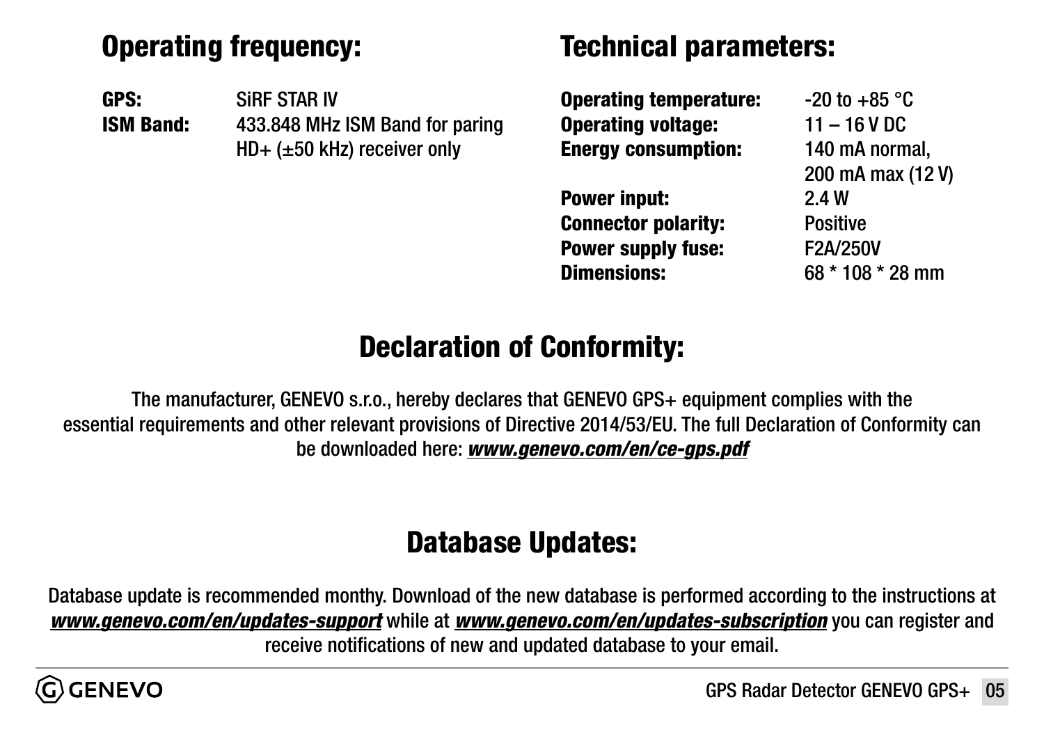## Operating frequency:

| | |
|---|---|
| **GPS:** | SiRF STAR IV |
| **ISM Band:** | 433.848 MHz ISM Band for paring HD+ (±50 kHz) receiver only |

## Technical parameters:

| | |
|---|---|
| **Operating temperature:** | -20 to +85 °C |
| **Operating voltage:** | 11 – 16 V DC |
| **Energy consumption:** | 140 mA normal, 200 mA max (12 V) |
| **Power input:** | 2.4 W |
| **Connector polarity:** | Positive |
| **Power supply fuse:** | F2A/250V |
| **Dimensions:** | 68 * 108 * 28 mm |

## Declaration of Conformity:

The manufacturer, GENEVO s.r.o., hereby declares that GENEVO GPS+ equipment complies with the essential requirements and other relevant provisions of Directive 2014/53/EU. The full Declaration of Conformity can be downloaded here: ***www.genevo.com/en/ce-gps.pdf***

## Database Updates:

Database update is recommended monthy. Download of the new database is performed according to the instructions at ***www.genevo.com/en/updates-support*** while at ***www.genevo.com/en/updates-subscription*** you can register and receive notifications of new and updated database to your email.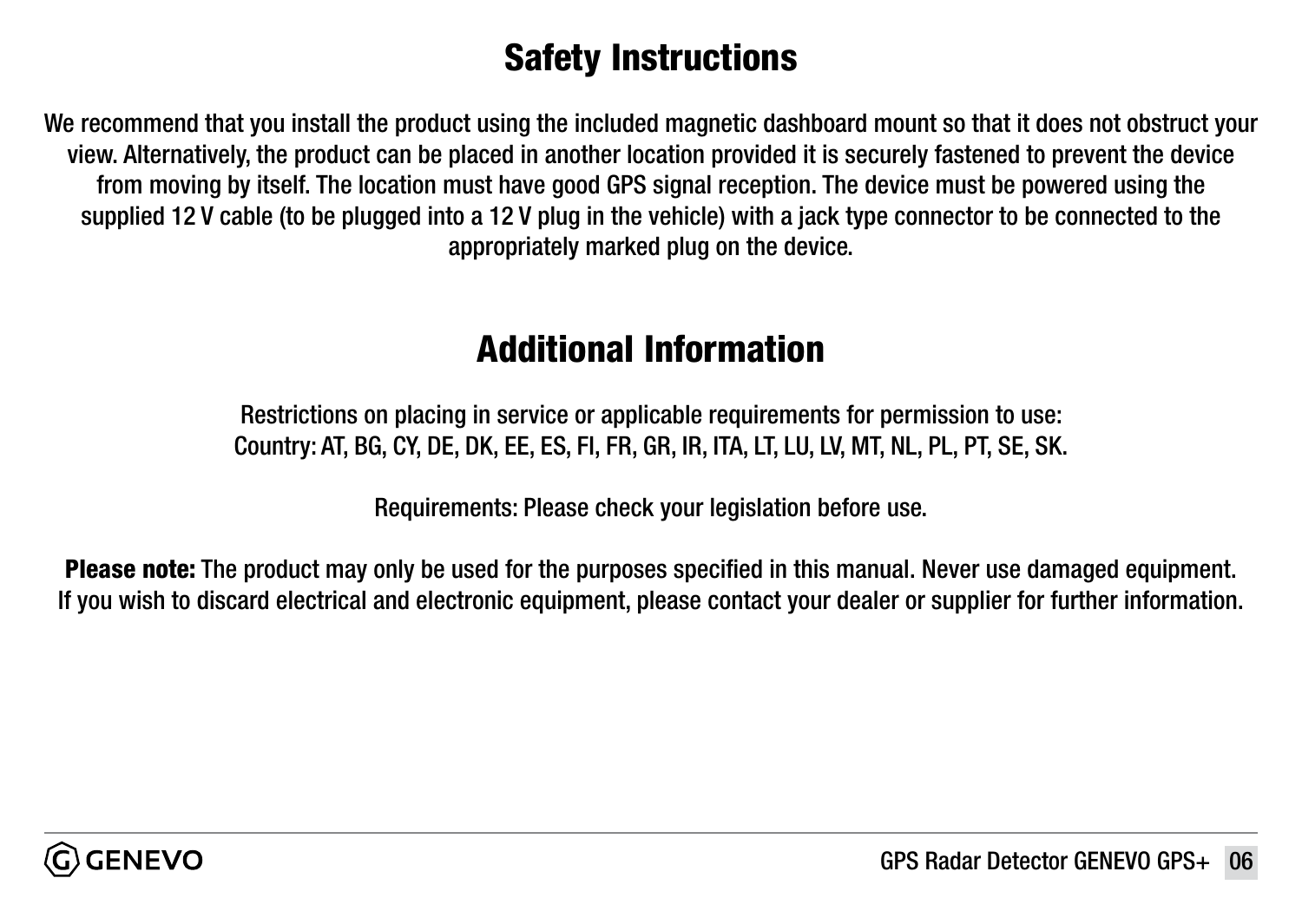## Safety Instructions

We recommend that you install the product using the included magnetic dashboard mount so that it does not obstruct your view. Alternatively, the product can be placed in another location provided it is securely fastened to prevent the device from moving by itself. The location must have good GPS signal reception. The device must be powered using the supplied 12 V cable (to be plugged into a 12 V plug in the vehicle) with a jack type connector to be connected to the appropriately marked plug on the device.

## Additional Information

Restrictions on placing in service or applicable requirements for permission to use:
Country: AT, BG, CY, DE, DK, EE, ES, FI, FR, GR, IR, ITA, LT, LU, LV, MT, NL, PL, PT, SE, SK.

Requirements: Please check your legislation before use.

**Please note:** The product may only be used for the purposes specified in this manual. Never use damaged equipment. If you wish to discard electrical and electronic equipment, please contact your dealer or supplier for further information.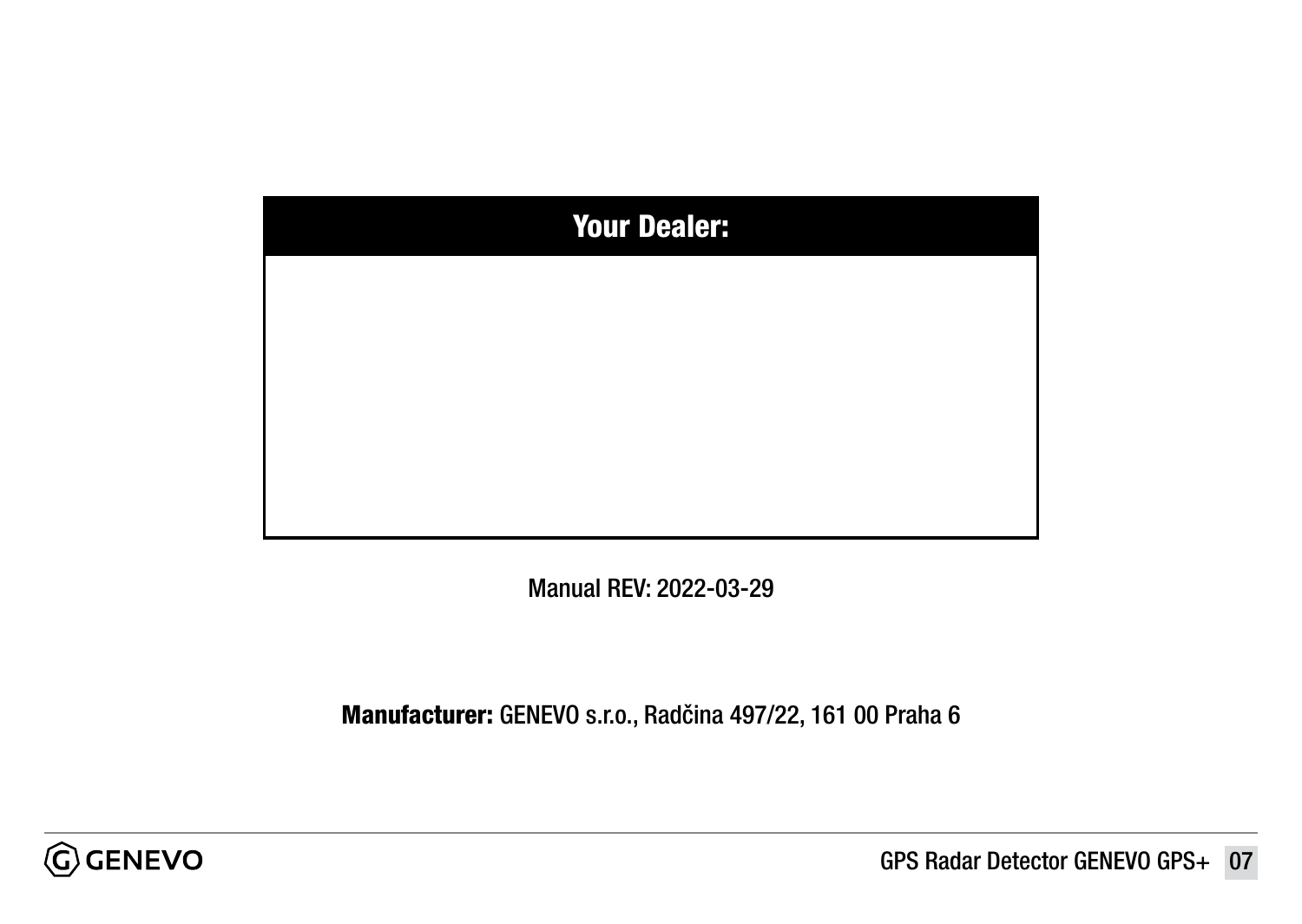**Your Dealer:**

Manual REV: 2022-03-29

**Manufacturer:** GENEVO s.r.o., Radčina 497/22, 161 00 Praha 6